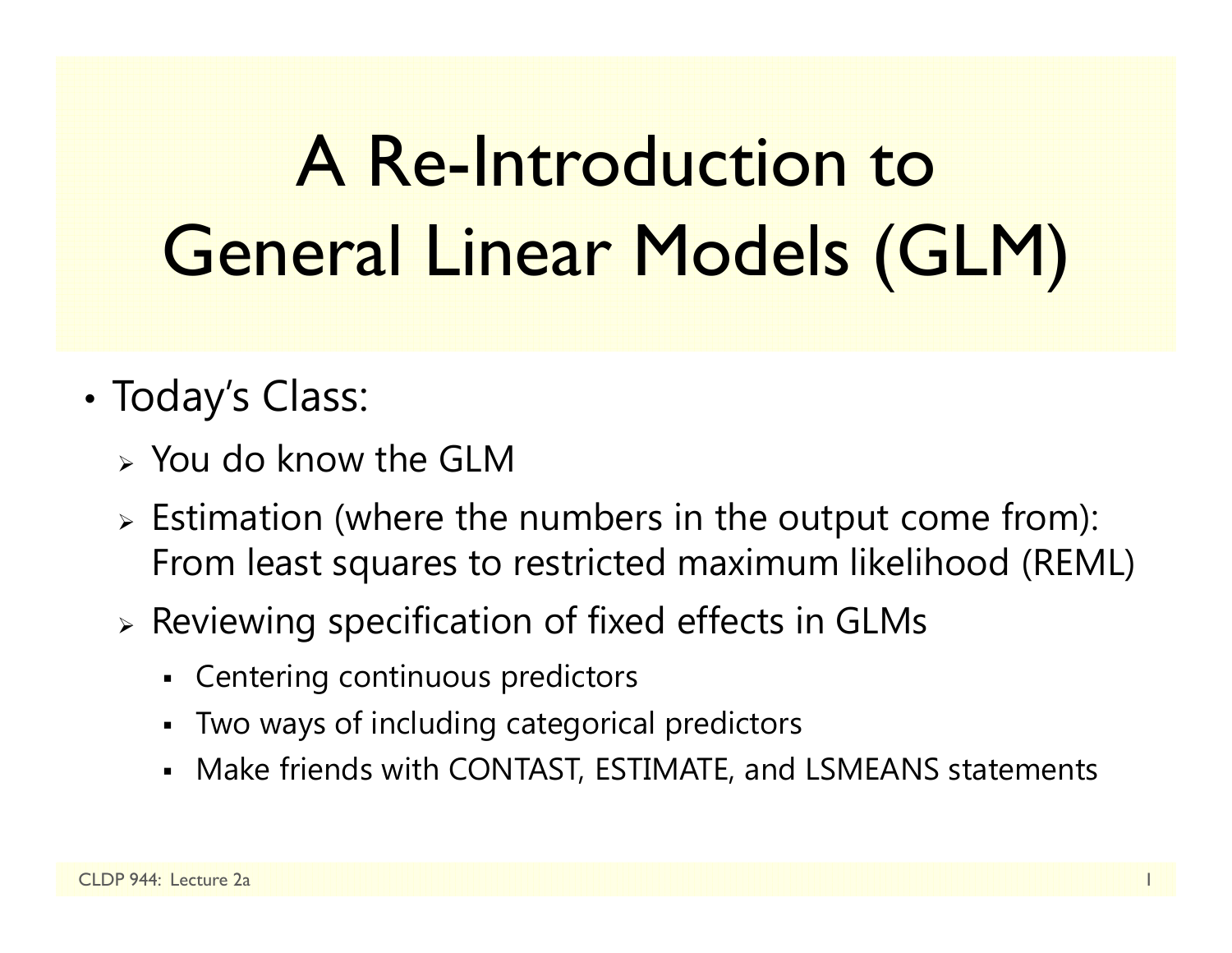# A Re-Introduction to General Linear Models (GLM)

- Today's Class:
  - You do know the GLM
  - Estimation (where the numbers in the output come from): From least squares to restricted maximum likelihood (REML)
  - Reviewing specification of fixed effects in GLMs
    - Centering continuous predictors
    - Two ways of including categorical predictors
    - Make friends with CONTAST, ESTIMATE, and LSMEANS statements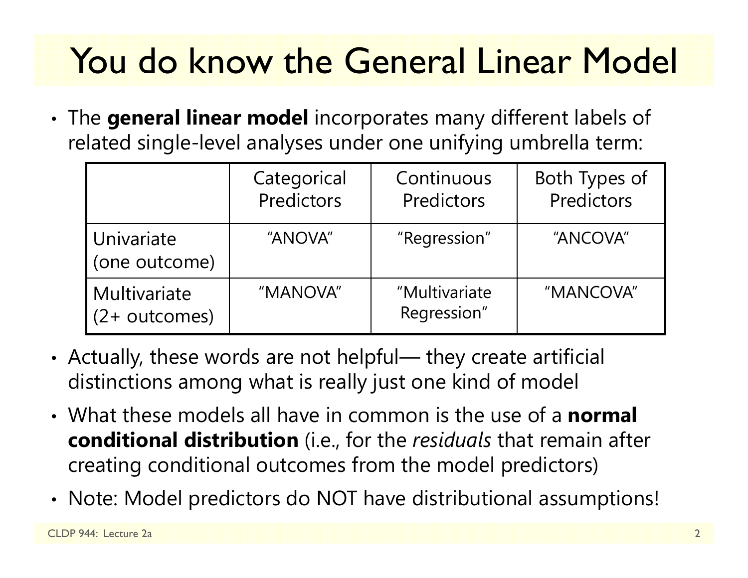# You do know the General Linear Model

- The **general linear model** incorporates many different labels of related single-level analyses under one unifying umbrella term:

| | Categorical Predictors | Continuous Predictors | Both Types of Predictors |
|---|---|---|---|
| Univariate (one outcome) | "ANOVA" | "Regression" | "ANCOVA" |
| Multivariate (2+ outcomes) | "MANOVA" | "Multivariate Regression" | "MANCOVA" |

- Actually, these words are not helpful— they create artificial distinctions among what is really just one kind of model
- What these models all have in common is the use of a **normal conditional distribution** (i.e., for the *residuals* that remain after creating conditional outcomes from the model predictors)
- Note: Model predictors do NOT have distributional assumptions!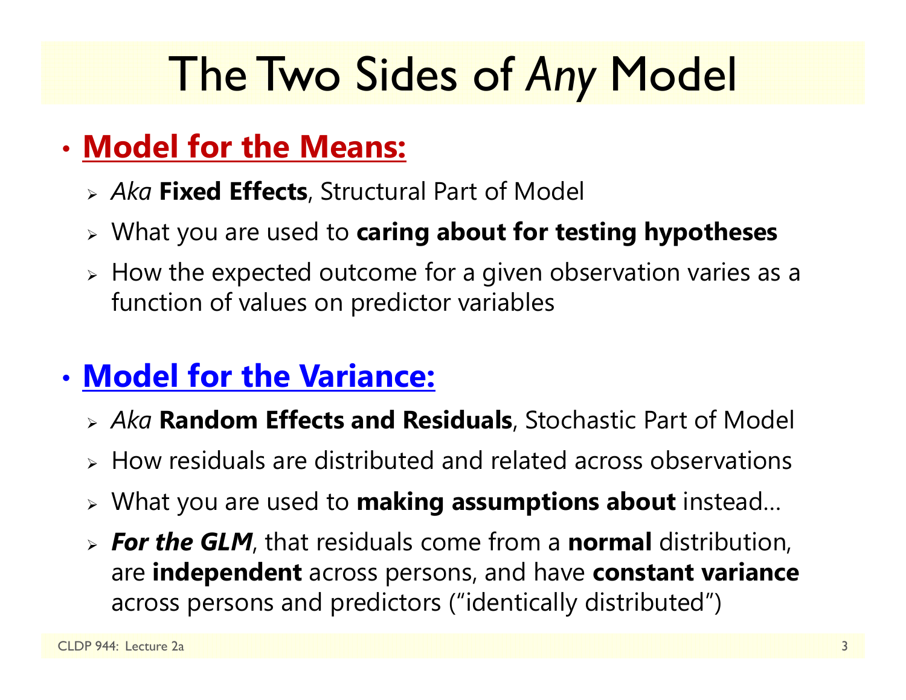# The Two Sides of *Any* Model

- **Model for the Means:**
  - *Aka* **Fixed Effects**, Structural Part of Model
  - What you are used to **caring about for testing hypotheses**
  - How the expected outcome for a given observation varies as a function of values on predictor variables

- **Model for the Variance:**
  - *Aka* **Random Effects and Residuals**, Stochastic Part of Model
  - How residuals are distributed and related across observations
  - What you are used to **making assumptions about** instead…
  - ***For the GLM***, that residuals come from a **normal** distribution, are **independent** across persons, and have **constant variance** across persons and predictors ("identically distributed")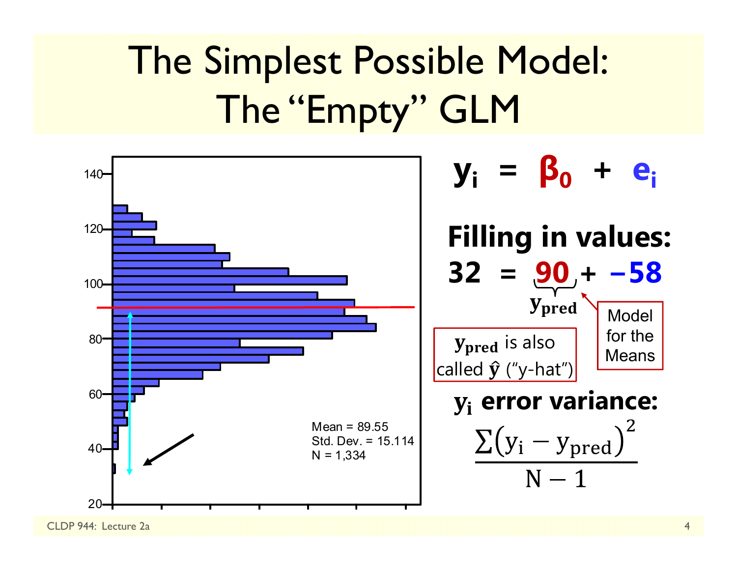# The Simplest Possible Model: The "Empty" GLM

Mean = 89.55
Std. Dev. = 15.114
N = 1,334

$$\mathbf{y_i = \beta_0 + e_i}$$

**Filling in values:**

$$\mathbf{32 = \underbrace{90}_{y_{pred}} + -58}$$

Model for the Means

$\mathbf{y_{pred}}$ is also called $\hat{\mathbf{y}}$ ("y-hat")

**$\mathbf{y_i}$ error variance:**

$$\frac{\sum\left(y_i - y_{pred}\right)^2}{N-1}$$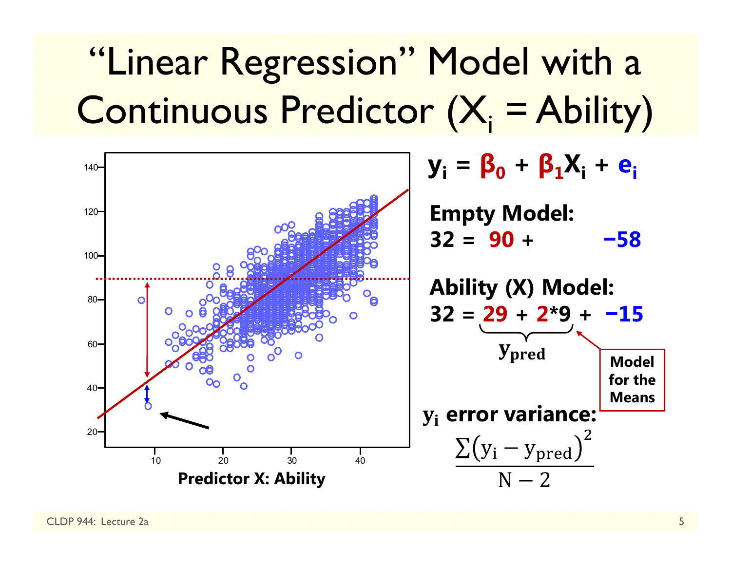# "Linear Regression" Model with a Continuous Predictor ($X_i$ = Ability)

$$y_i = \beta_0 + \beta_1 X_i + e_i$$

**Empty Model:**

$$32 = 90 + \quad -58$$

**Ability (X) Model:**

$$32 = \underbrace{29 + 2*9}_{y_{pred}} + \; -15$$

**Model for the Means**

**$y_i$ error variance:**

$$\frac{\sum\left(y_i - y_{pred}\right)^2}{N-2}$$

Predictor X: Ability

CLDP 944: Lecture 2a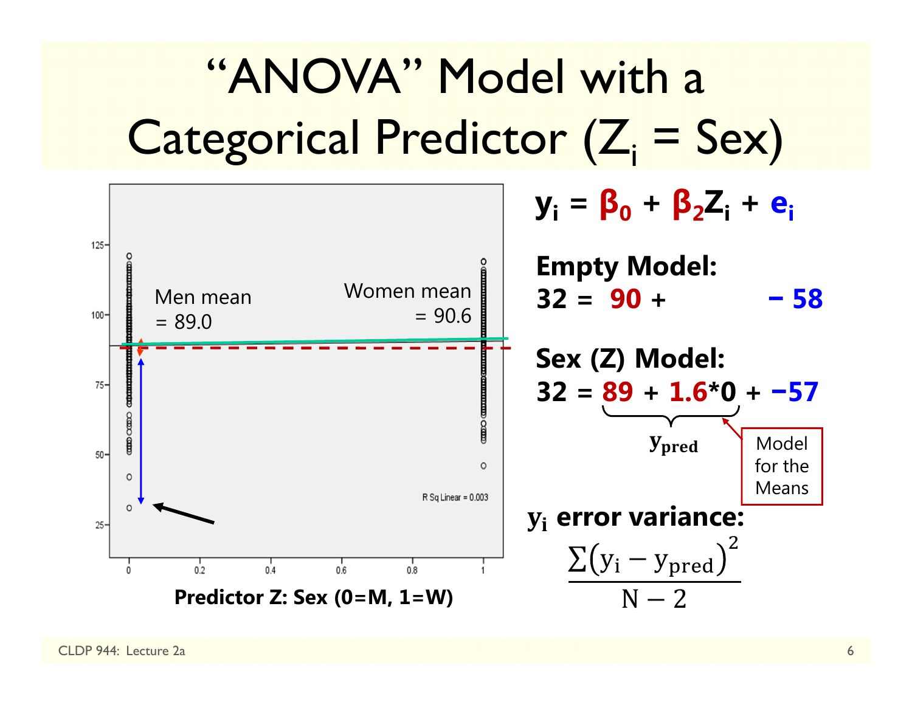# "ANOVA" Model with a Categorical Predictor ($Z_i$ = Sex)

Men mean = 89.0

Women mean = 90.6

R Sq Linear = 0.003

**Predictor Z: Sex (0=M, 1=W)**

$$y_i = \beta_0 + \beta_2 Z_i + e_i$$

**Empty Model:**

$$32 = 90 + \quad - 58$$

**Sex (Z) Model:**

$$32 = \underbrace{89 + 1.6 * 0}_{y_{pred}} + -57$$

Model for the Means

**$y_i$ error variance:**

$$\frac{\sum (y_i - y_{pred})^2}{N - 2}$$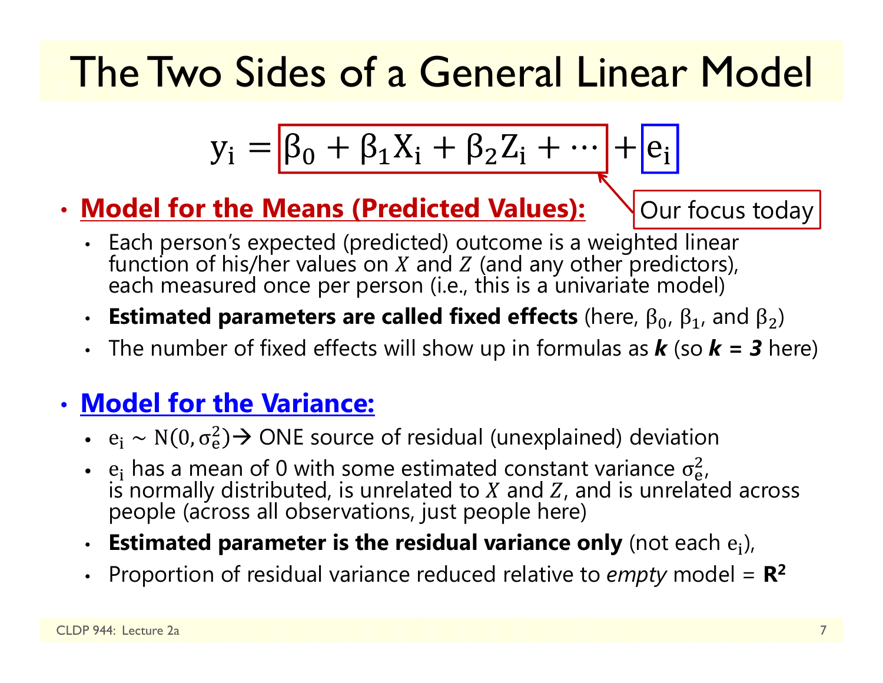# The Two Sides of a General Linear Model

$$y_i = \beta_0 + \beta_1 X_i + \beta_2 Z_i + \cdots + e_i$$

Our focus today

- **Model for the Means (Predicted Values):**
  - Each person's expected (predicted) outcome is a weighted linear function of his/her values on $X$ and $Z$ (and any other predictors), each measured once per person (i.e., this is a univariate model)
  - **Estimated parameters are called fixed effects** (here, $\beta_0$, $\beta_1$, and $\beta_2$)
  - The number of fixed effects will show up in formulas as ***k*** (so ***k = 3*** here)

- **Model for the Variance:**
  - $e_i \sim N(0, \sigma_e^2)$ → ONE source of residual (unexplained) deviation
  - $e_i$ has a mean of 0 with some estimated constant variance $\sigma_e^2$, is normally distributed, is unrelated to $X$ and $Z$, and is unrelated across people (across all observations, just people here)
  - **Estimated parameter is the residual variance only** (not each $e_i$),
  - Proportion of residual variance reduced relative to *empty* model = $\mathbf{R^2}$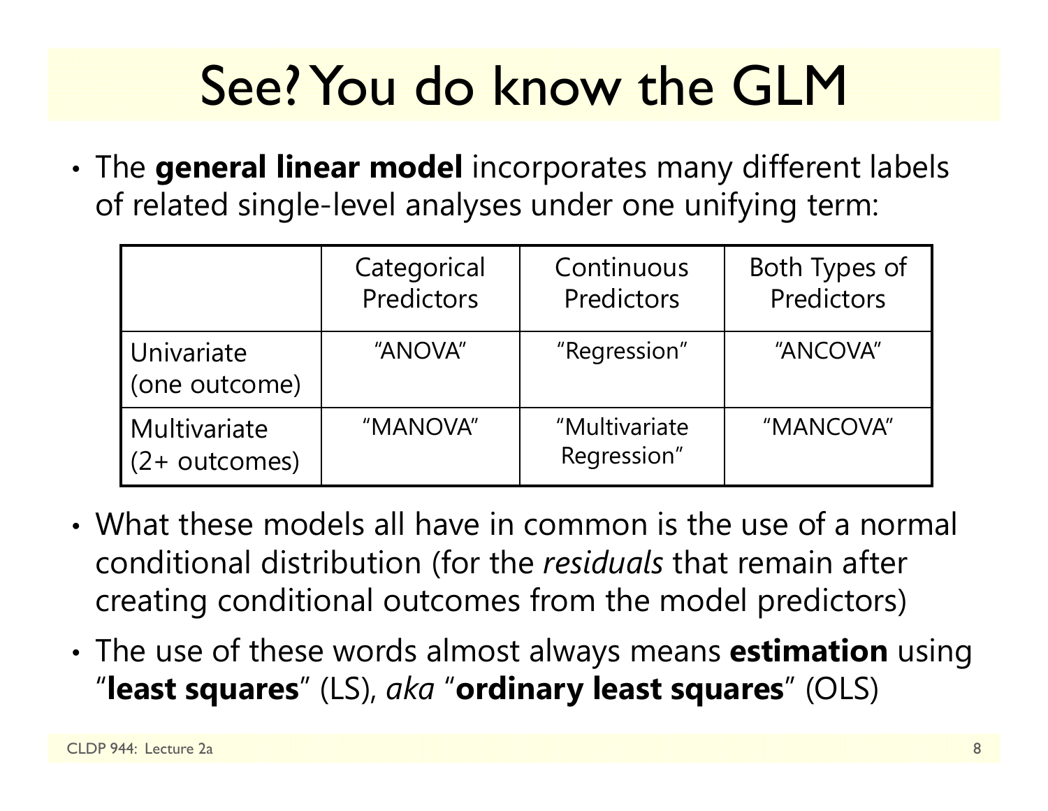# See? You do know the GLM

- The **general linear model** incorporates many different labels of related single-level analyses under one unifying term:

| | Categorical Predictors | Continuous Predictors | Both Types of Predictors |
|---|---|---|---|
| Univariate (one outcome) | "ANOVA" | "Regression" | "ANCOVA" |
| Multivariate (2+ outcomes) | "MANOVA" | "Multivariate Regression" | "MANCOVA" |

- What these models all have in common is the use of a normal conditional distribution (for the *residuals* that remain after creating conditional outcomes from the model predictors)
- The use of these words almost always means **estimation** using "**least squares**" (LS), *aka* "**ordinary least squares**" (OLS)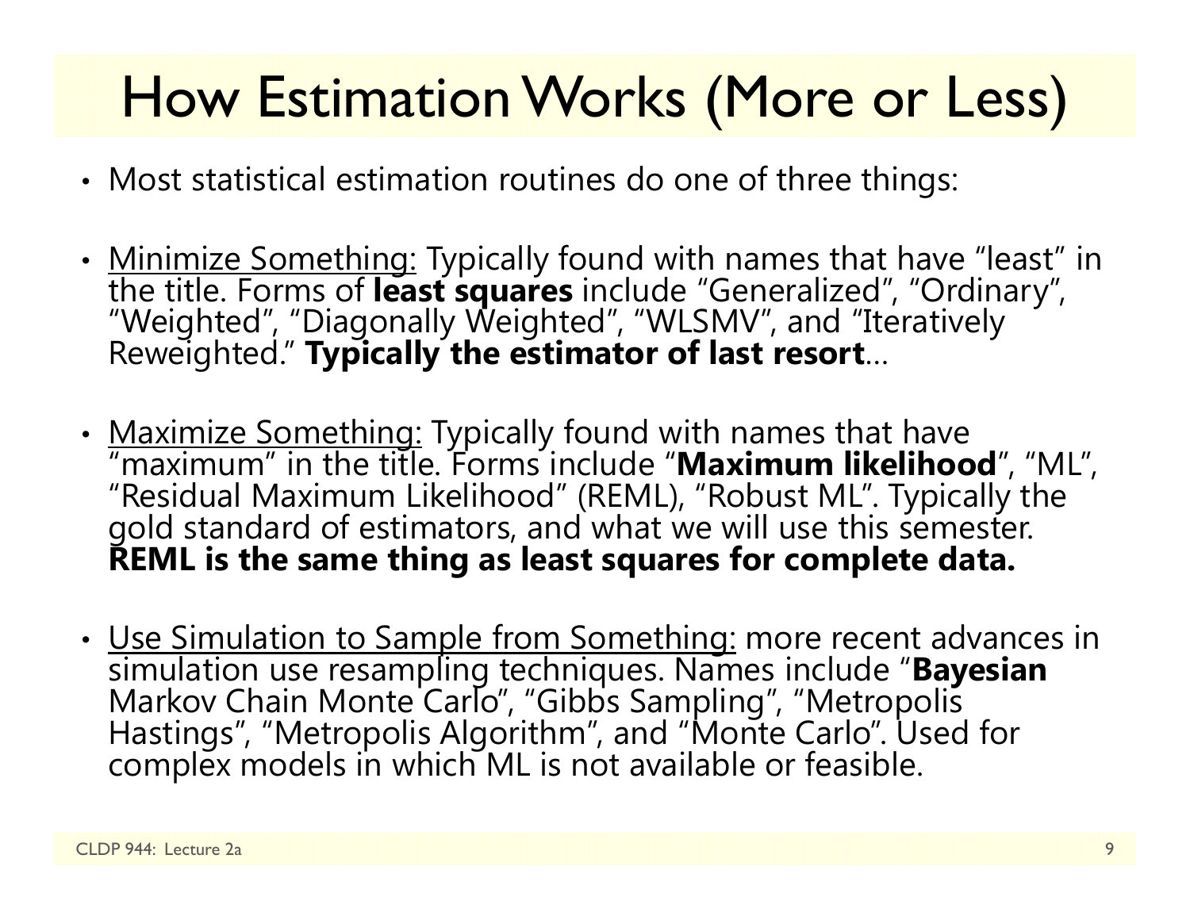# How Estimation Works (More or Less)

- Most statistical estimation routines do one of three things:

- <u>Minimize Something:</u> Typically found with names that have "least" in the title. Forms of **least squares** include "Generalized", "Ordinary", "Weighted", "Diagonally Weighted", "WLSMV", and "Iteratively Reweighted." **Typically the estimator of last resort**…

- <u>Maximize Something:</u> Typically found with names that have "maximum" in the title. Forms include "**Maximum likelihood**", "ML", "Residual Maximum Likelihood" (REML), "Robust ML". Typically the gold standard of estimators, and what we will use this semester. **REML is the same thing as least squares for complete data.**

- <u>Use Simulation to Sample from Something:</u> more recent advances in simulation use resampling techniques. Names include "**Bayesian** Markov Chain Monte Carlo", "Gibbs Sampling", "Metropolis Hastings", "Metropolis Algorithm", and "Monte Carlo". Used for complex models in which ML is not available or feasible.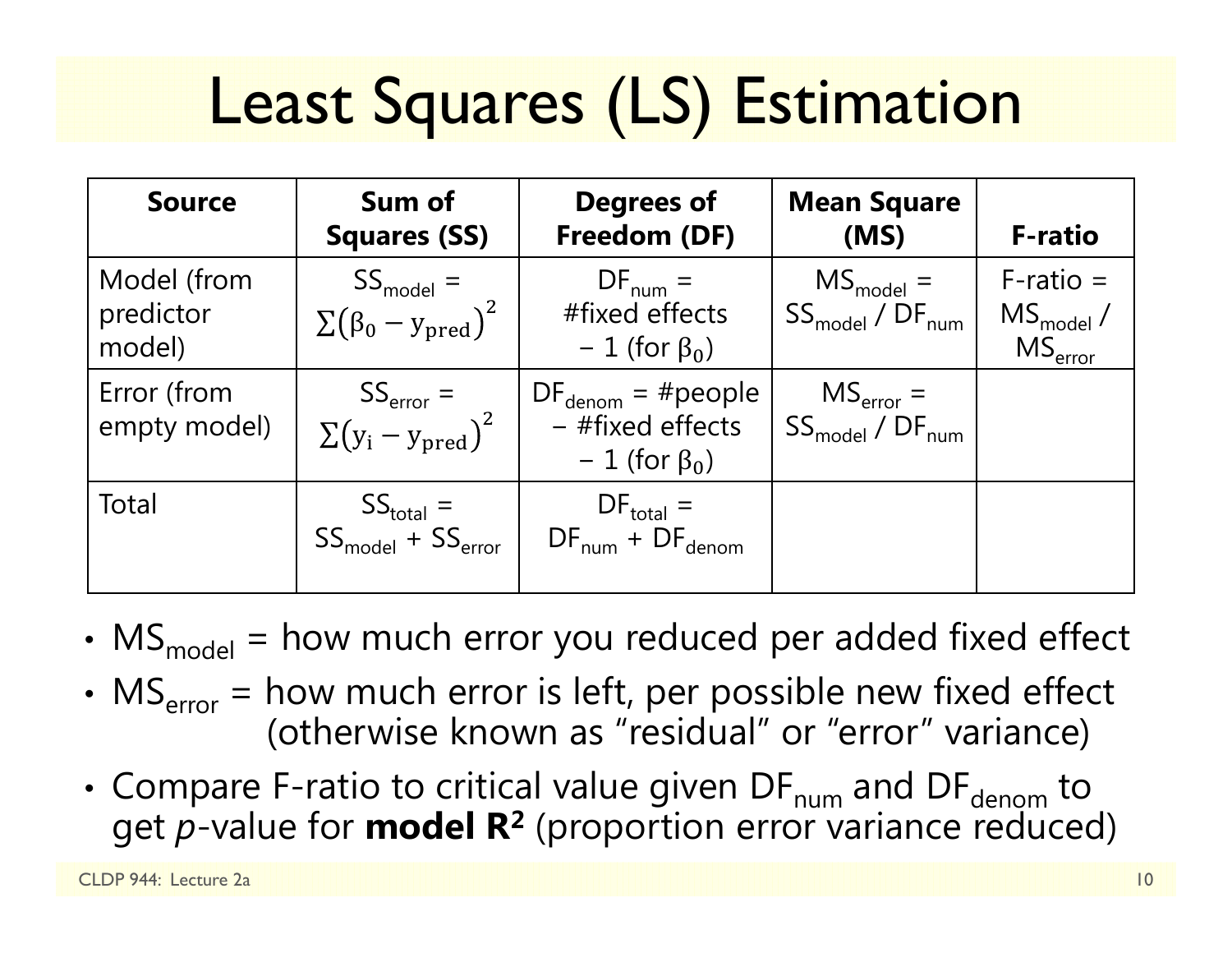# Least Squares (LS) Estimation

| Source | Sum of Squares (SS) | Degrees of Freedom (DF) | Mean Square (MS) | F-ratio |
|---|---|---|---|---|
| Model (from predictor model) | $SS_{model} = \sum(\beta_0 - y_{pred})^2$ | $DF_{num}$ = #fixed effects − 1 (for $\beta_0$) | $MS_{model} = SS_{model} / DF_{num}$ | F-ratio = $MS_{model} / MS_{error}$ |
| Error (from empty model) | $SS_{error} = \sum(y_i - y_{pred})^2$ | $DF_{denom}$ = #people − #fixed effects − 1 (for $\beta_0$) | $MS_{error} = SS_{model} / DF_{num}$ | |
| Total | $SS_{total} = SS_{model} + SS_{error}$ | $DF_{total} = DF_{num} + DF_{denom}$ | | |

- $MS_{model}$ = how much error you reduced per added fixed effect
- $MS_{error}$ = how much error is left, per possible new fixed effect (otherwise known as "residual" or "error" variance)
- Compare F-ratio to critical value given $DF_{num}$ and $DF_{denom}$ to get *p*-value for **model $R^2$** (proportion error variance reduced)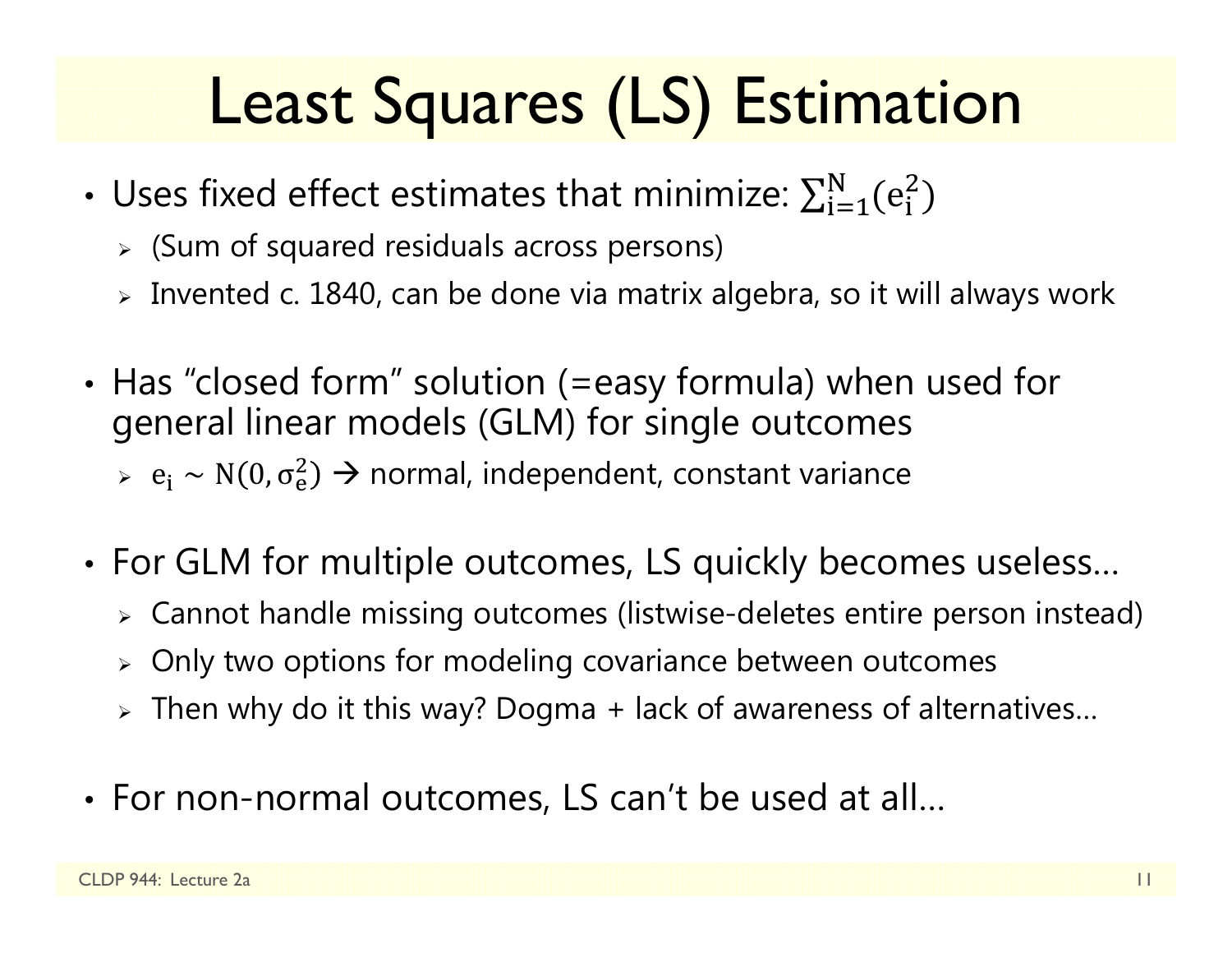# Least Squares (LS) Estimation

- Uses fixed effect estimates that minimize: $\sum_{i=1}^{N}(e_i^2)$
  - (Sum of squared residuals across persons)
  - Invented c. 1840, can be done via matrix algebra, so it will always work
- Has "closed form" solution (=easy formula) when used for general linear models (GLM) for single outcomes
  - $e_i \sim N(0, \sigma_e^2)$ → normal, independent, constant variance
- For GLM for multiple outcomes, LS quickly becomes useless…
  - Cannot handle missing outcomes (listwise-deletes entire person instead)
  - Only two options for modeling covariance between outcomes
  - Then why do it this way? Dogma + lack of awareness of alternatives…
- For non-normal outcomes, LS can't be used at all…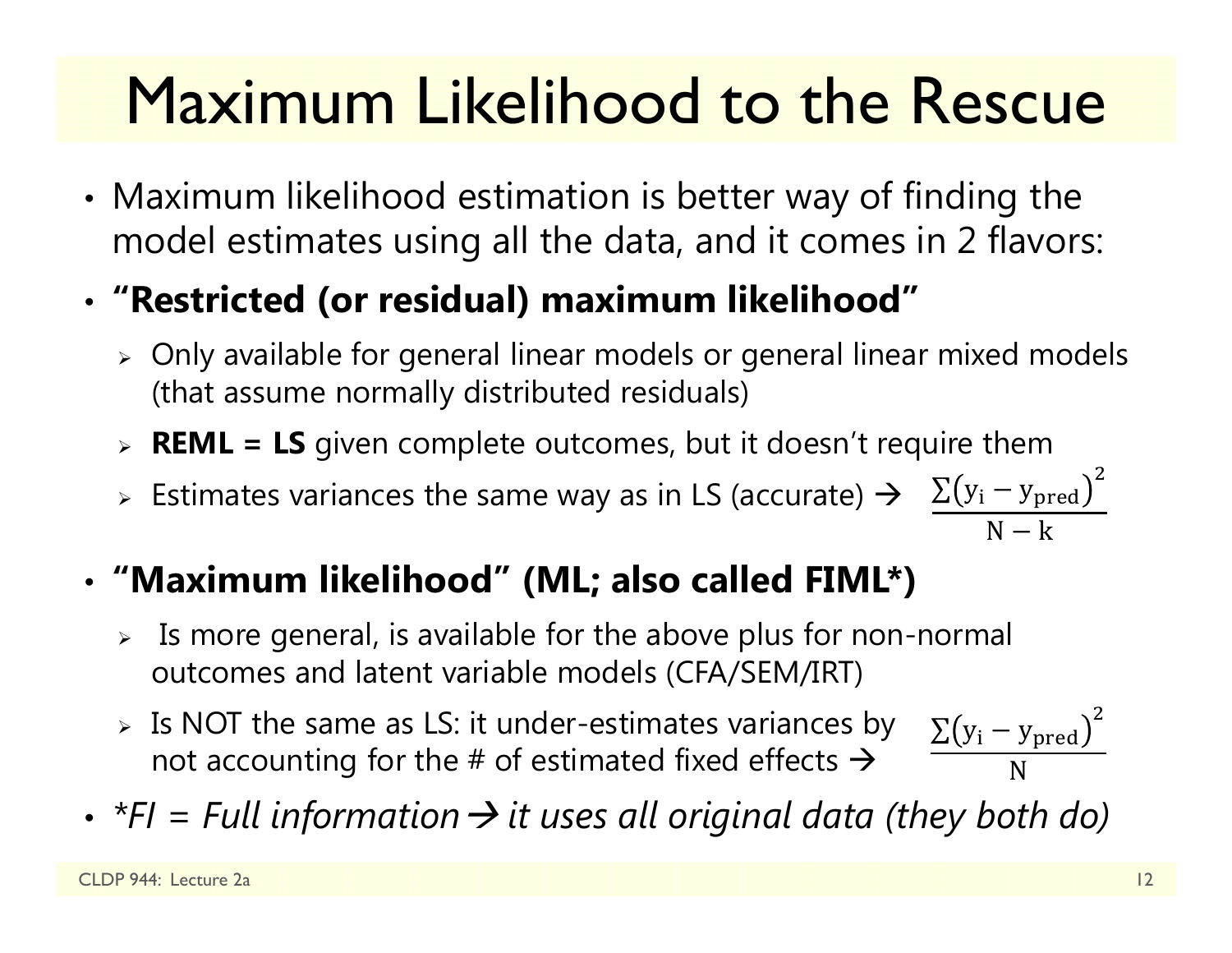# Maximum Likelihood to the Rescue

- Maximum likelihood estimation is better way of finding the model estimates using all the data, and it comes in 2 flavors:
- **"Restricted (or residual) maximum likelihood"**
  - Only available for general linear models or general linear mixed models (that assume normally distributed residuals)
  - **REML = LS** given complete outcomes, but it doesn't require them
  - Estimates variances the same way as in LS (accurate) → $\frac{\sum(y_i - y_{pred})^2}{N-k}$
- **"Maximum likelihood" (ML; also called FIML*)**
  - Is more general, is available for the above plus for non-normal outcomes and latent variable models (CFA/SEM/IRT)
  - Is NOT the same as LS: it under-estimates variances by not accounting for the # of estimated fixed effects → $\frac{\sum(y_i - y_{pred})^2}{N}$
- *\*FI = Full information → it uses all original data (they both do)*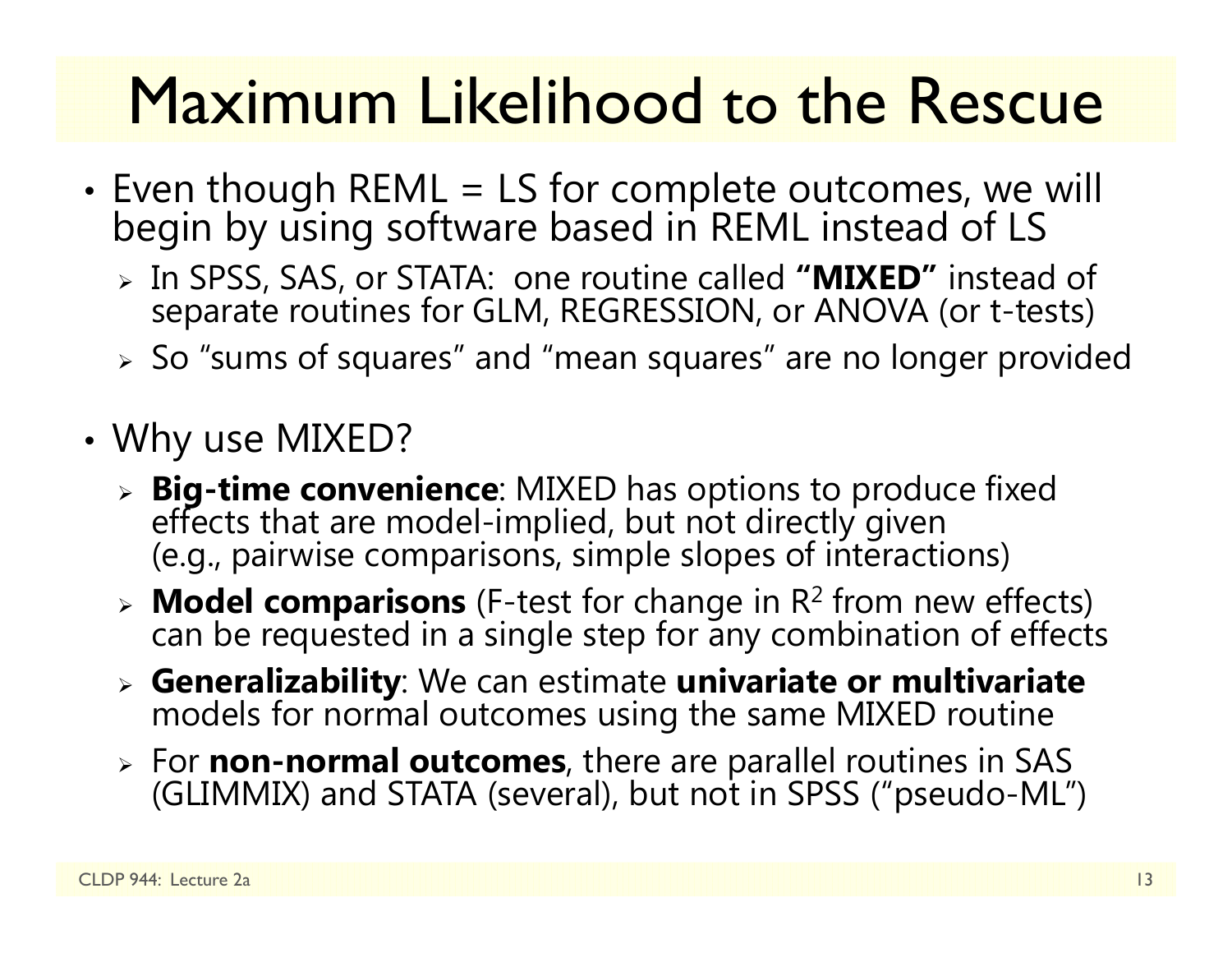# Maximum Likelihood to the Rescue

- Even though REML = LS for complete outcomes, we will begin by using software based in REML instead of LS
  - In SPSS, SAS, or STATA: one routine called **“MIXED”** instead of separate routines for GLM, REGRESSION, or ANOVA (or t-tests)
  - So “sums of squares” and “mean squares” are no longer provided
- Why use MIXED?
  - **Big-time convenience**: MIXED has options to produce fixed effects that are model-implied, but not directly given (e.g., pairwise comparisons, simple slopes of interactions)
  - **Model comparisons** (F-test for change in $R^2$ from new effects) can be requested in a single step for any combination of effects
  - **Generalizability**: We can estimate **univariate or multivariate** models for normal outcomes using the same MIXED routine
  - For **non-normal outcomes**, there are parallel routines in SAS (GLIMMIX) and STATA (several), but not in SPSS (“pseudo-ML”)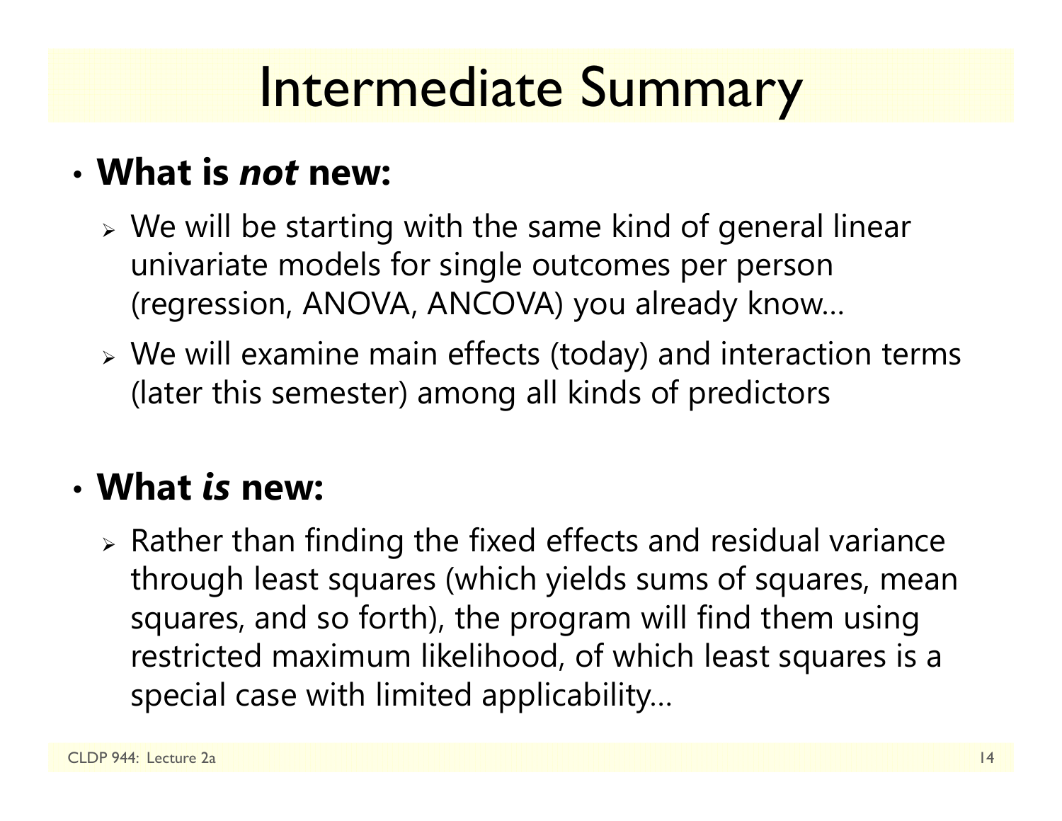# Intermediate Summary

- **What is *not* new:**
  - We will be starting with the same kind of general linear univariate models for single outcomes per person (regression, ANOVA, ANCOVA) you already know…
  - We will examine main effects (today) and interaction terms (later this semester) among all kinds of predictors

- **What *is* new:**
  - Rather than finding the fixed effects and residual variance through least squares (which yields sums of squares, mean squares, and so forth), the program will find them using restricted maximum likelihood, of which least squares is a special case with limited applicability…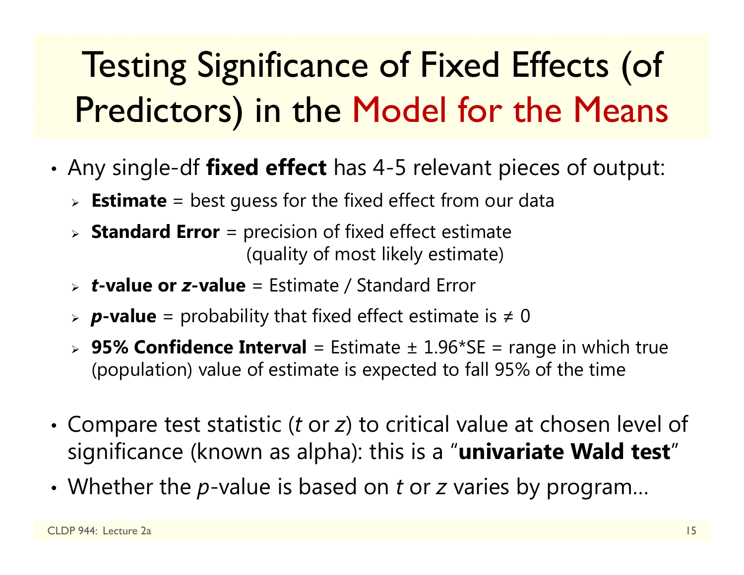# Testing Significance of Fixed Effects (of Predictors) in the Model for the Means

- Any single-df **fixed effect** has 4-5 relevant pieces of output:
  - **Estimate** = best guess for the fixed effect from our data
  - **Standard Error** = precision of fixed effect estimate (quality of most likely estimate)
  - ***t*-value or *z*-value** = Estimate / Standard Error
  - ***p*-value** = probability that fixed effect estimate is ≠ 0
  - **95% Confidence Interval** = Estimate ± 1.96*SE = range in which true (population) value of estimate is expected to fall 95% of the time

- Compare test statistic (*t* or *z*) to critical value at chosen level of significance (known as alpha): this is a "**univariate Wald test**"
- Whether the *p*-value is based on *t* or *z* varies by program…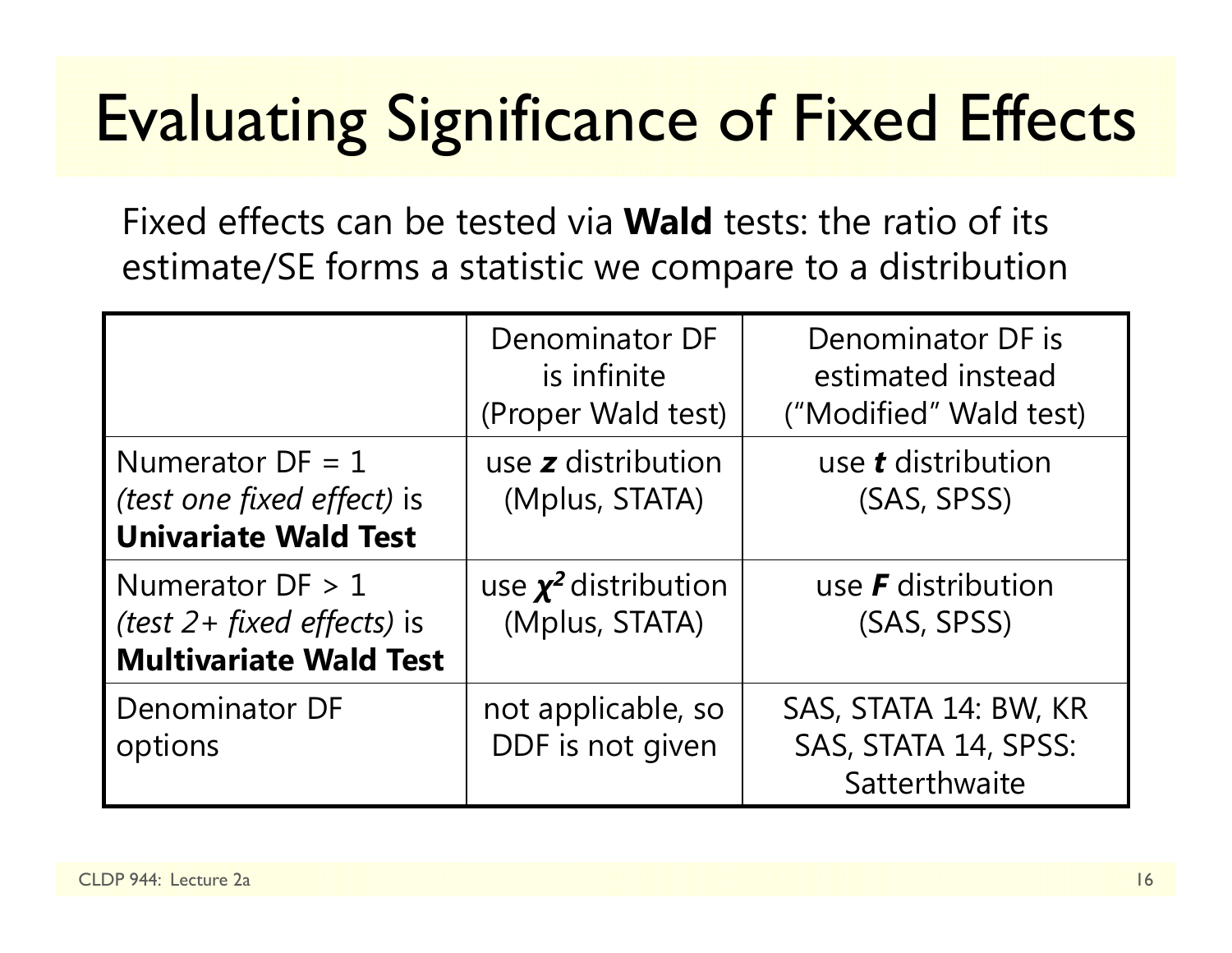# Evaluating Significance of Fixed Effects

Fixed effects can be tested via **Wald** tests: the ratio of its estimate/SE forms a statistic we compare to a distribution

| | Denominator DF is infinite (Proper Wald test) | Denominator DF is estimated instead ("Modified" Wald test) |
|---|---|---|
| Numerator DF = 1 *(test one fixed effect)* is **Univariate Wald Test** | use ***z*** distribution (Mplus, STATA) | use ***t*** distribution (SAS, SPSS) |
| Numerator DF > 1 *(test 2+ fixed effects)* is **Multivariate Wald Test** | use $\boldsymbol{\chi^2}$ distribution (Mplus, STATA) | use ***F*** distribution (SAS, SPSS) |
| Denominator DF options | not applicable, so DDF is not given | SAS, STATA 14: BW, KR<br>SAS, STATA 14, SPSS: Satterthwaite |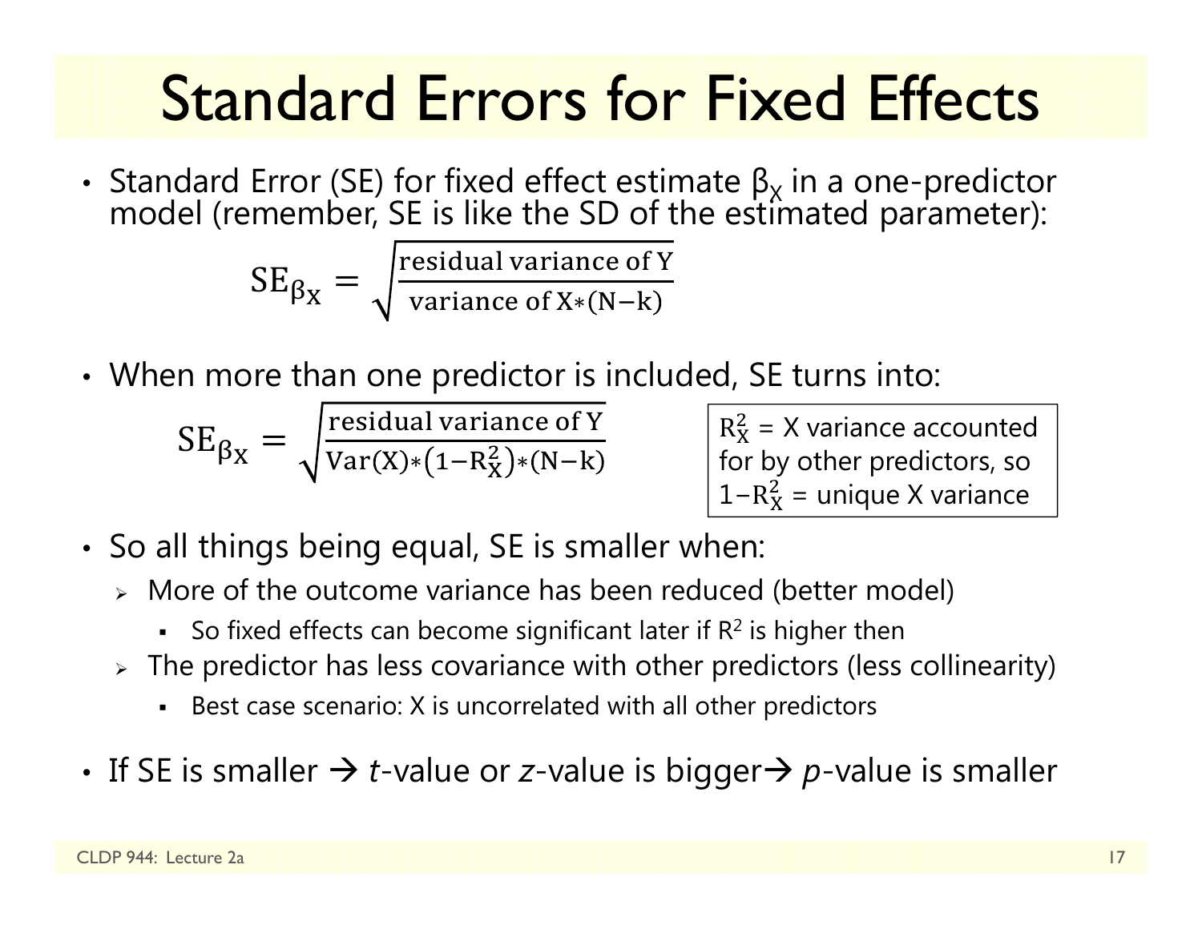# Standard Errors for Fixed Effects

- Standard Error (SE) for fixed effect estimate $\beta_X$ in a one-predictor model (remember, SE is like the SD of the estimated parameter):

$$\text{SE}_{\beta_X} = \sqrt{\frac{\text{residual variance of Y}}{\text{variance of X}*(\text{N}-\text{k})}}$$

- When more than one predictor is included, SE turns into:

$$\text{SE}_{\beta_X} = \sqrt{\frac{\text{residual variance of Y}}{\text{Var(X)}*\left(1-\text{R}_X^2\right)*(\text{N}-\text{k})}}$$

$R_X^2$ = X variance accounted for by other predictors, so $1-R_X^2$ = unique X variance

- So all things being equal, SE is smaller when:
  - More of the outcome variance has been reduced (better model)
    - So fixed effects can become significant later if $R^2$ is higher then
  - The predictor has less covariance with other predictors (less collinearity)
    - Best case scenario: X is uncorrelated with all other predictors
- If SE is smaller → *t*-value or *z*-value is bigger → *p*-value is smaller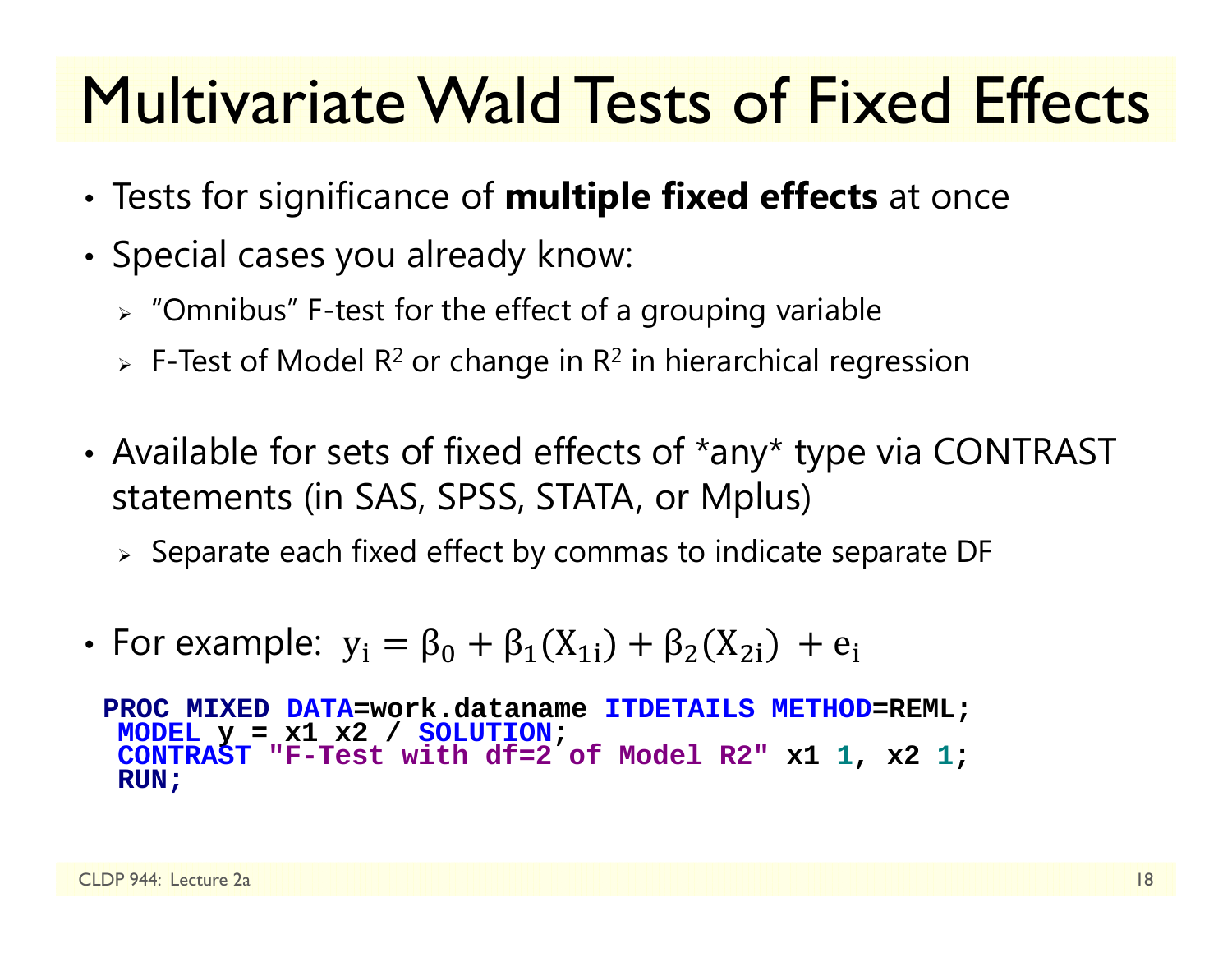# Multivariate Wald Tests of Fixed Effects

- Tests for significance of **multiple fixed effects** at once
- Special cases you already know:
  - "Omnibus" F-test for the effect of a grouping variable
  - F-Test of Model $R^2$ or change in $R^2$ in hierarchical regression
- Available for sets of fixed effects of *any* type via CONTRAST statements (in SAS, SPSS, STATA, or Mplus)
  - Separate each fixed effect by commas to indicate separate DF
- For example: $y_i = \beta_0 + \beta_1(X_{1i}) + \beta_2(X_{2i}) + e_i$

```
PROC MIXED DATA=work.dataname ITDETAILS METHOD=REML;
 MODEL y = x1 x2 / SOLUTION;
 CONTRAST "F-Test with df=2 of Model R2" x1 1, x2 1;
 RUN;
```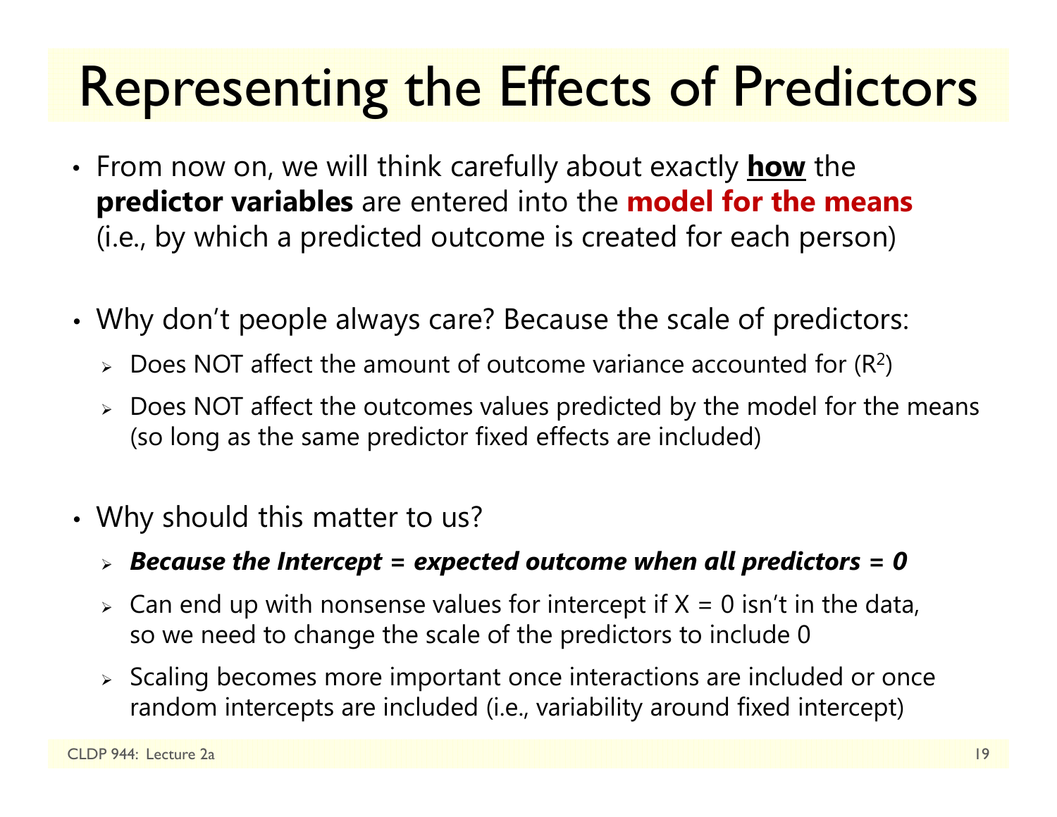# Representing the Effects of Predictors

- From now on, we will think carefully about exactly **<u>how</u>** the **predictor variables** are entered into the **model for the means** (i.e., by which a predicted outcome is created for each person)

- Why don't people always care? Because the scale of predictors:
  - Does NOT affect the amount of outcome variance accounted for ($R^2$)
  - Does NOT affect the outcomes values predicted by the model for the means (so long as the same predictor fixed effects are included)

- Why should this matter to us?
  - ***Because the Intercept = expected outcome when all predictors = 0***
  - Can end up with nonsense values for intercept if $X = 0$ isn't in the data, so we need to change the scale of the predictors to include 0
  - Scaling becomes more important once interactions are included or once random intercepts are included (i.e., variability around fixed intercept)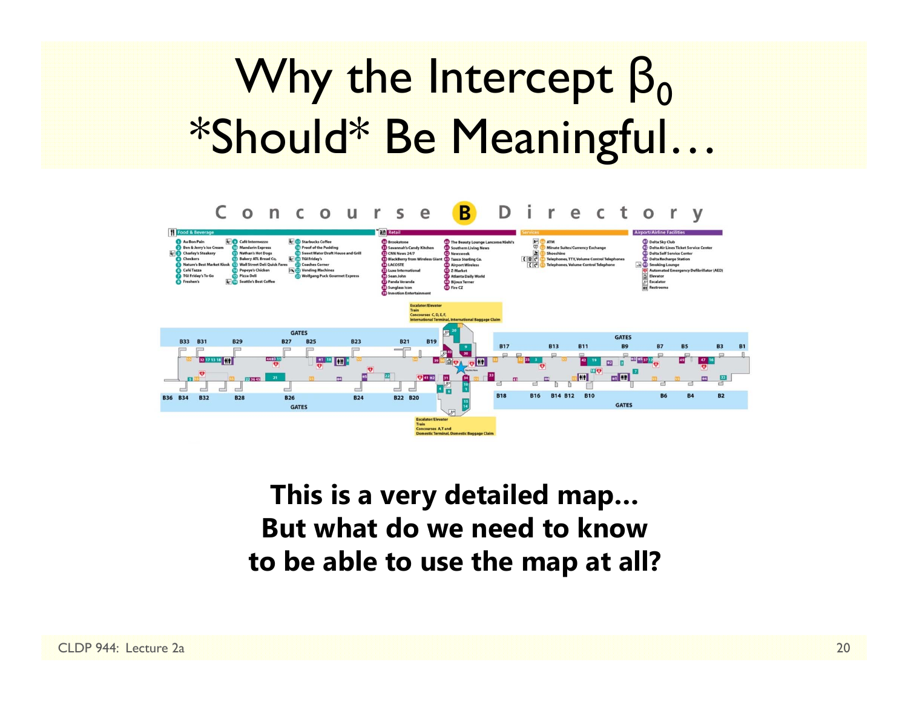# Why the Intercept $\beta_0$ *Should* Be Meaningful…

**This is a very detailed map… But what do we need to know to be able to use the map at all?**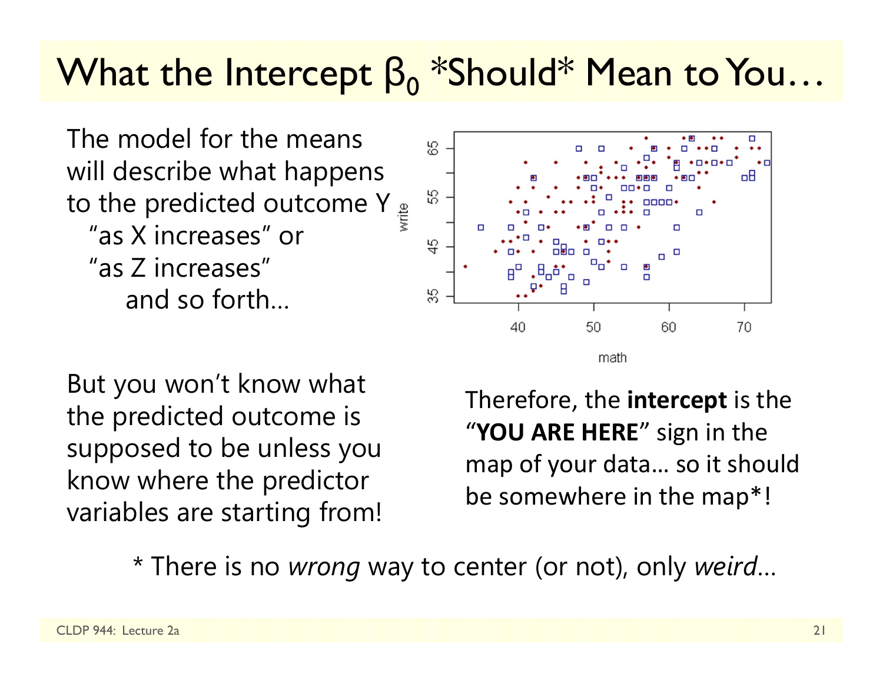# What the Intercept $\beta_0$ *Should* Mean to You…

The model for the means will describe what happens to the predicted outcome Y
"as X increases" or
"as Z increases"
and so forth…

But you won't know what the predicted outcome is supposed to be unless you know where the predictor variables are starting from!

Therefore, the **intercept** is the "**YOU ARE HERE**" sign in the map of your data… so it should be somewhere in the map*!

\* There is no *wrong* way to center (or not), only *weird*…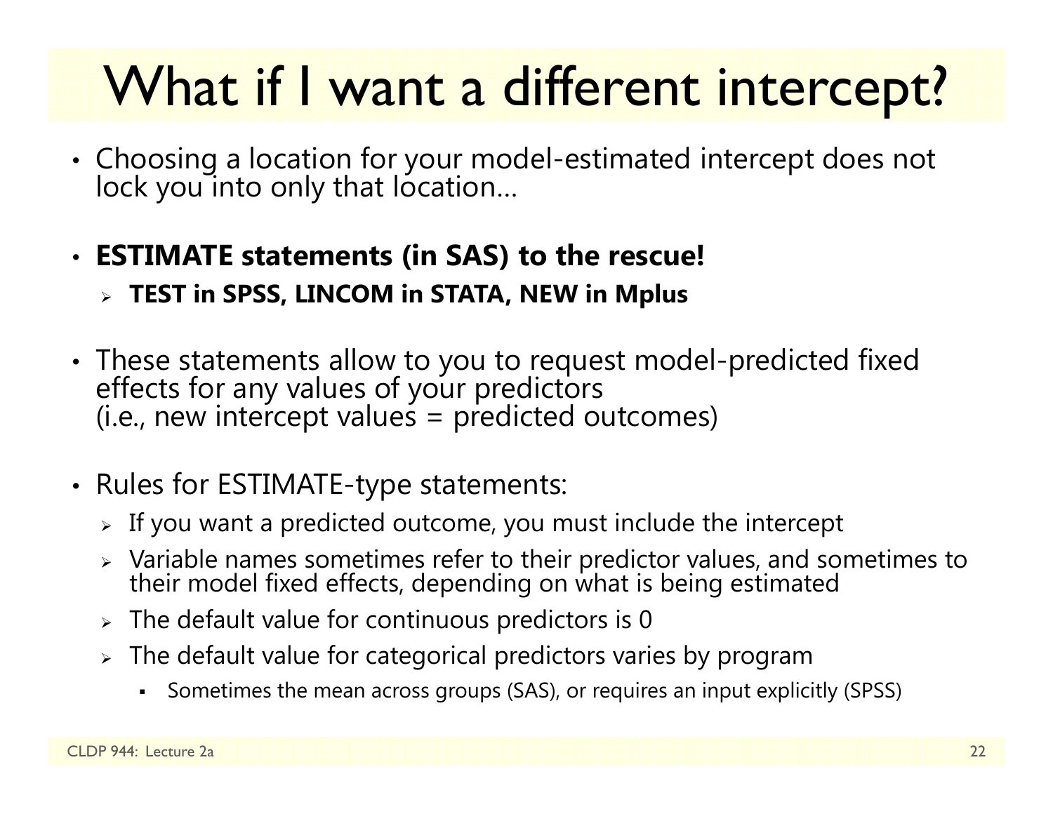# What if I want a different intercept?

- Choosing a location for your model-estimated intercept does not lock you into only that location…

- **ESTIMATE statements (in SAS) to the rescue!**
  - **TEST in SPSS, LINCOM in STATA, NEW in Mplus**

- These statements allow to you to request model-predicted fixed effects for any values of your predictors (i.e., new intercept values = predicted outcomes)

- Rules for ESTIMATE-type statements:
  - If you want a predicted outcome, you must include the intercept
  - Variable names sometimes refer to their predictor values, and sometimes to their model fixed effects, depending on what is being estimated
  - The default value for continuous predictors is 0
  - The default value for categorical predictors varies by program
    - Sometimes the mean across groups (SAS), or requires an input explicitly (SPSS)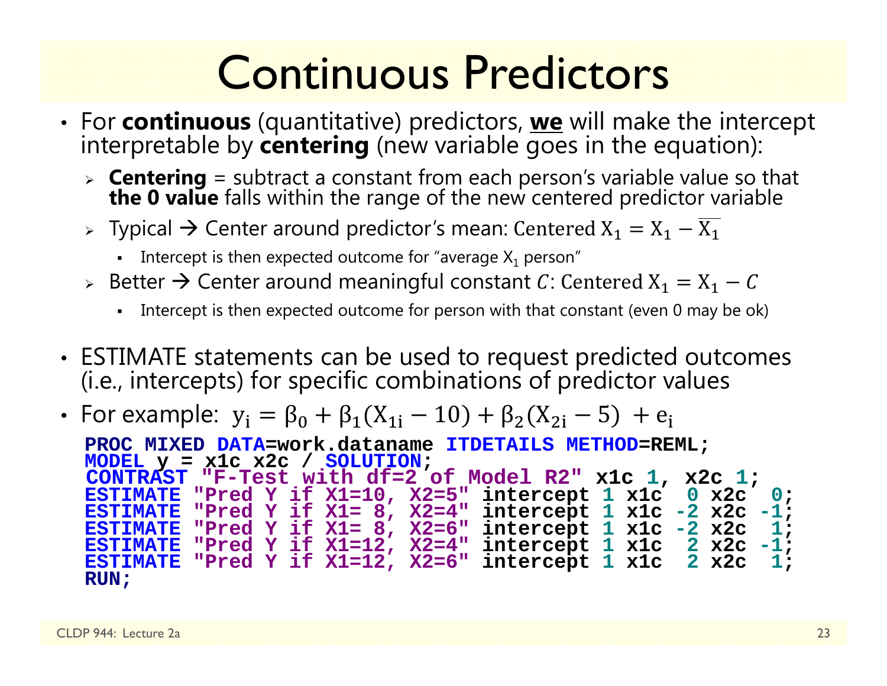# Continuous Predictors

- For **continuous** (quantitative) predictors, **we** will make the intercept interpretable by **centering** (new variable goes in the equation):
  - **Centering** = subtract a constant from each person's variable value so that **the 0 value** falls within the range of the new centered predictor variable
  - Typical → Center around predictor's mean: $\text{Centered } X_1 = X_1 - \overline{X_1}$
    - Intercept is then expected outcome for "average $X_1$ person"
  - Better → Center around meaningful constant $C$: $\text{Centered } X_1 = X_1 - C$
    - Intercept is then expected outcome for person with that constant (even 0 may be ok)

- ESTIMATE statements can be used to request predicted outcomes (i.e., intercepts) for specific combinations of predictor values

- For example: $y_i = \beta_0 + \beta_1(X_{1i} - 10) + \beta_2(X_{2i} - 5) + e_i$

```
PROC MIXED DATA=work.dataname ITDETAILS METHOD=REML;
MODEL y = x1c x2c / SOLUTION;
CONTRAST "F-Test with df=2 of Model R2" x1c 1, x2c 1;
ESTIMATE "Pred Y if X1=10, X2=5" intercept 1 x1c  0 x2c  0;
ESTIMATE "Pred Y if X1= 8, X2=4" intercept 1 x1c -2 x2c -1;
ESTIMATE "Pred Y if X1= 8, X2=6" intercept 1 x1c -2 x2c  1;
ESTIMATE "Pred Y if X1=12, X2=4" intercept 1 x1c  2 x2c -1;
ESTIMATE "Pred Y if X1=12, X2=6" intercept 1 x1c  2 x2c  1;
RUN;
```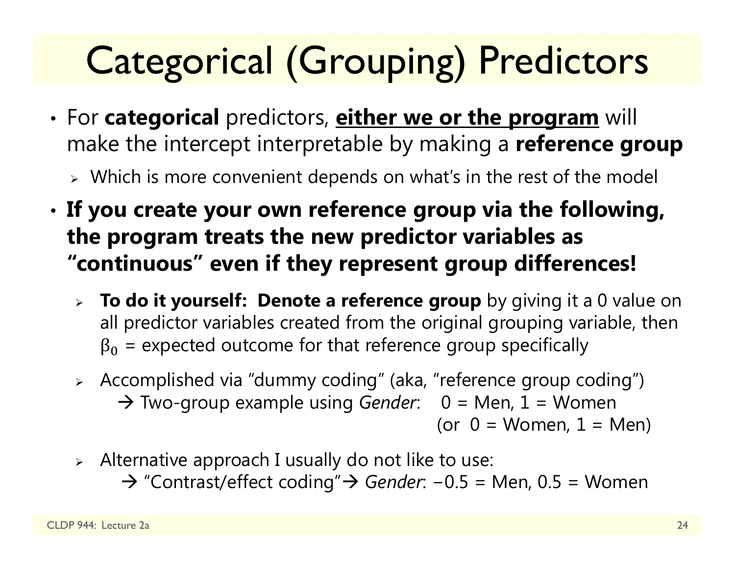# Categorical (Grouping) Predictors

- For **categorical** predictors, **either we or the program** will make the intercept interpretable by making a **reference group**
  - Which is more convenient depends on what's in the rest of the model
- **If you create your own reference group via the following, the program treats the new predictor variables as "continuous" even if they represent group differences!**
  - **To do it yourself: Denote a reference group** by giving it a 0 value on all predictor variables created from the original grouping variable, then $\beta_0$ = expected outcome for that reference group specifically
  - Accomplished via "dummy coding" (aka, "reference group coding")
    → Two-group example using *Gender*: 0 = Men, 1 = Women
    (or 0 = Women, 1 = Men)
  - Alternative approach I usually do not like to use:
    → "Contrast/effect coding" → *Gender*: −0.5 = Men, 0.5 = Women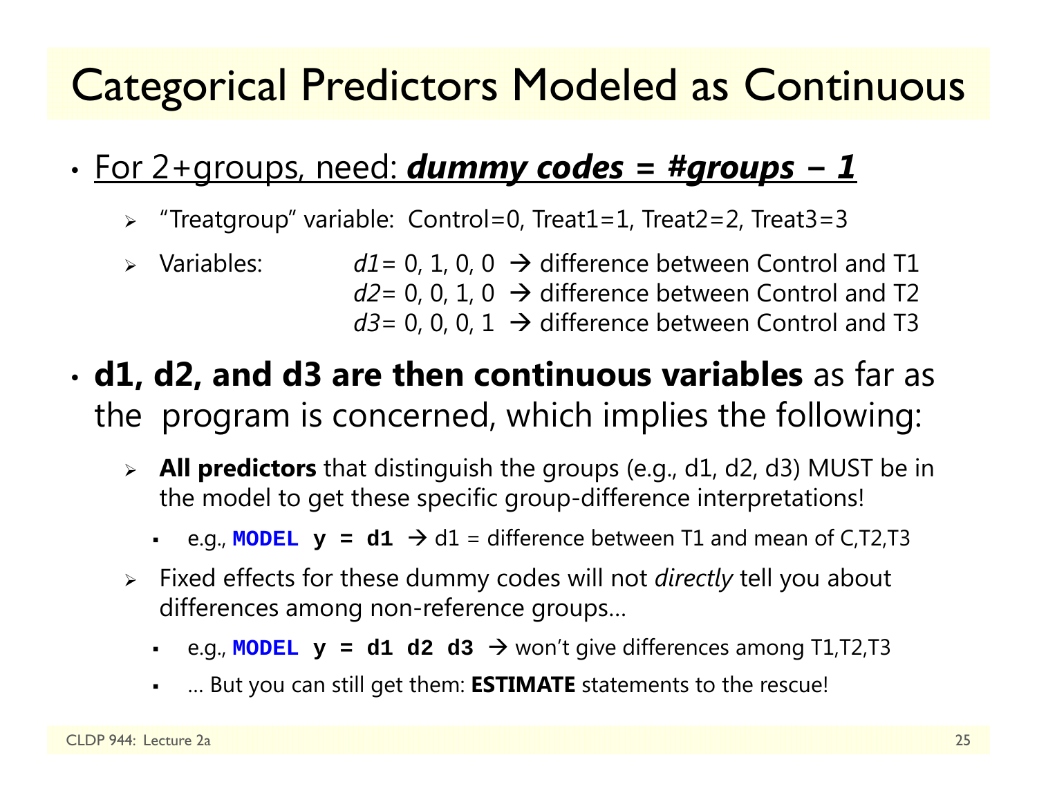# Categorical Predictors Modeled as Continuous

- For 2+groups, need: ***dummy codes = #groups − 1***
  - "Treatgroup" variable: Control=0, Treat1=1, Treat2=2, Treat3=3
  - Variables: *d1*= 0, 1, 0, 0 → difference between Control and T1
    *d2*= 0, 0, 1, 0 → difference between Control and T2
    *d3*= 0, 0, 0, 1 → difference between Control and T3
- **d1, d2, and d3 are then continuous variables** as far as the program is concerned, which implies the following:
  - **All predictors** that distinguish the groups (e.g., d1, d2, d3) MUST be in the model to get these specific group-difference interpretations!
    - e.g., `MODEL y = d1` → d1 = difference between T1 and mean of C,T2,T3
  - Fixed effects for these dummy codes will not *directly* tell you about differences among non-reference groups…
    - e.g., `MODEL y = d1 d2 d3` → won't give differences among T1,T2,T3
    - … But you can still get them: **ESTIMATE** statements to the rescue!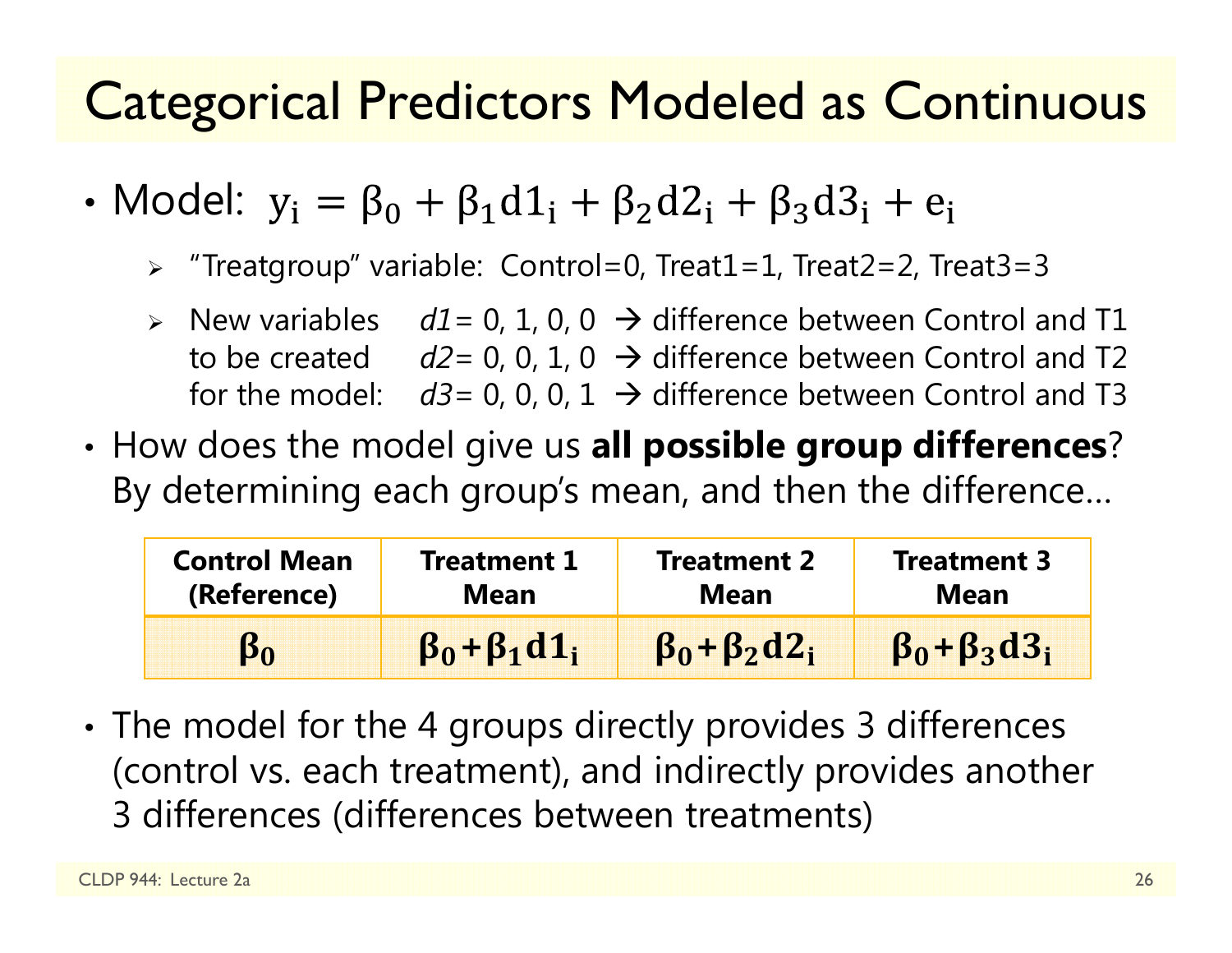# Categorical Predictors Modeled as Continuous

- Model: $y_i = \beta_0 + \beta_1 d1_i + \beta_2 d2_i + \beta_3 d3_i + e_i$
  - "Treatgroup" variable: Control=0, Treat1=1, Treat2=2, Treat3=3
  - New variables to be created for the model:
    - *d1*= 0, 1, 0, 0 → difference between Control and T1
    - *d2*= 0, 0, 1, 0 → difference between Control and T2
    - *d3*= 0, 0, 0, 1 → difference between Control and T3
- How does the model give us **all possible group differences**? By determining each group's mean, and then the difference…

| Control Mean (Reference) | Treatment 1 Mean | Treatment 2 Mean | Treatment 3 Mean |
|---|---|---|---|
| $\boldsymbol{\beta_0}$ | $\boldsymbol{\beta_0 + \beta_1 d1_i}$ | $\boldsymbol{\beta_0 + \beta_2 d2_i}$ | $\boldsymbol{\beta_0 + \beta_3 d3_i}$ |

- The model for the 4 groups directly provides 3 differences (control vs. each treatment), and indirectly provides another 3 differences (differences between treatments)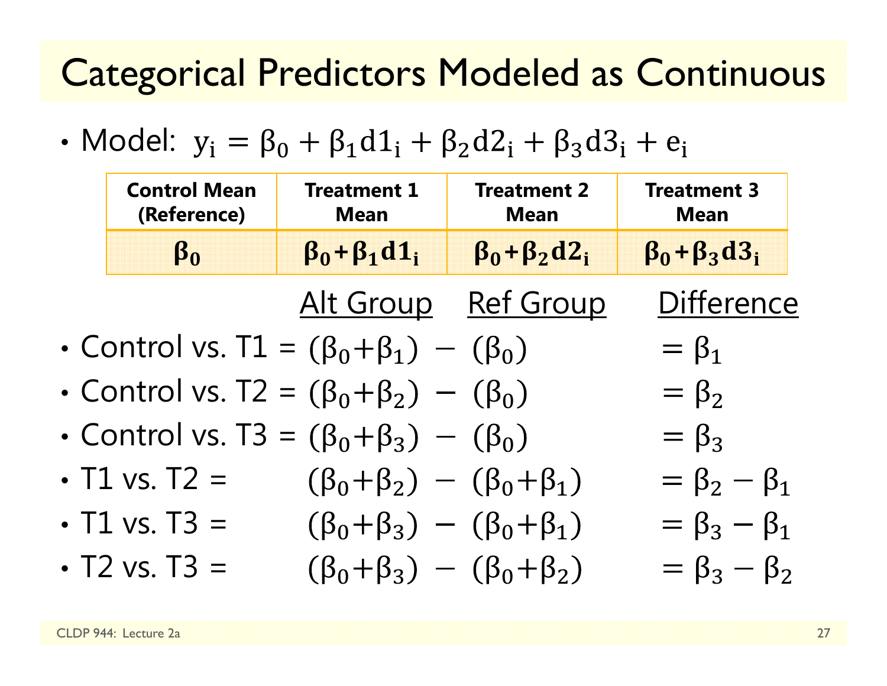# Categorical Predictors Modeled as Continuous

- Model: $y_i = \beta_0 + \beta_1 d1_i + \beta_2 d2_i + \beta_3 d3_i + e_i$

| Control Mean (Reference) | Treatment 1 Mean | Treatment 2 Mean | Treatment 3 Mean |
|---|---|---|---|
| $\beta_0$ | $\beta_0 + \beta_1 d1_i$ | $\beta_0 + \beta_2 d2_i$ | $\beta_0 + \beta_3 d3_i$ |

| | Alt Group | Ref Group | Difference |
|---|---|---|---|
| Control vs. T1 = | $(\beta_0 + \beta_1)$ − | $(\beta_0)$ | $= \beta_1$ |
| Control vs. T2 = | $(\beta_0 + \beta_2)$ − | $(\beta_0)$ | $= \beta_2$ |
| Control vs. T3 = | $(\beta_0 + \beta_3)$ − | $(\beta_0)$ | $= \beta_3$ |
| T1 vs. T2 = | $(\beta_0 + \beta_2)$ − | $(\beta_0 + \beta_1)$ | $= \beta_2 - \beta_1$ |
| T1 vs. T3 = | $(\beta_0 + \beta_3)$ − | $(\beta_0 + \beta_1)$ | $= \beta_3 - \beta_1$ |
| T2 vs. T3 = | $(\beta_0 + \beta_3)$ − | $(\beta_0 + \beta_2)$ | $= \beta_3 - \beta_2$ |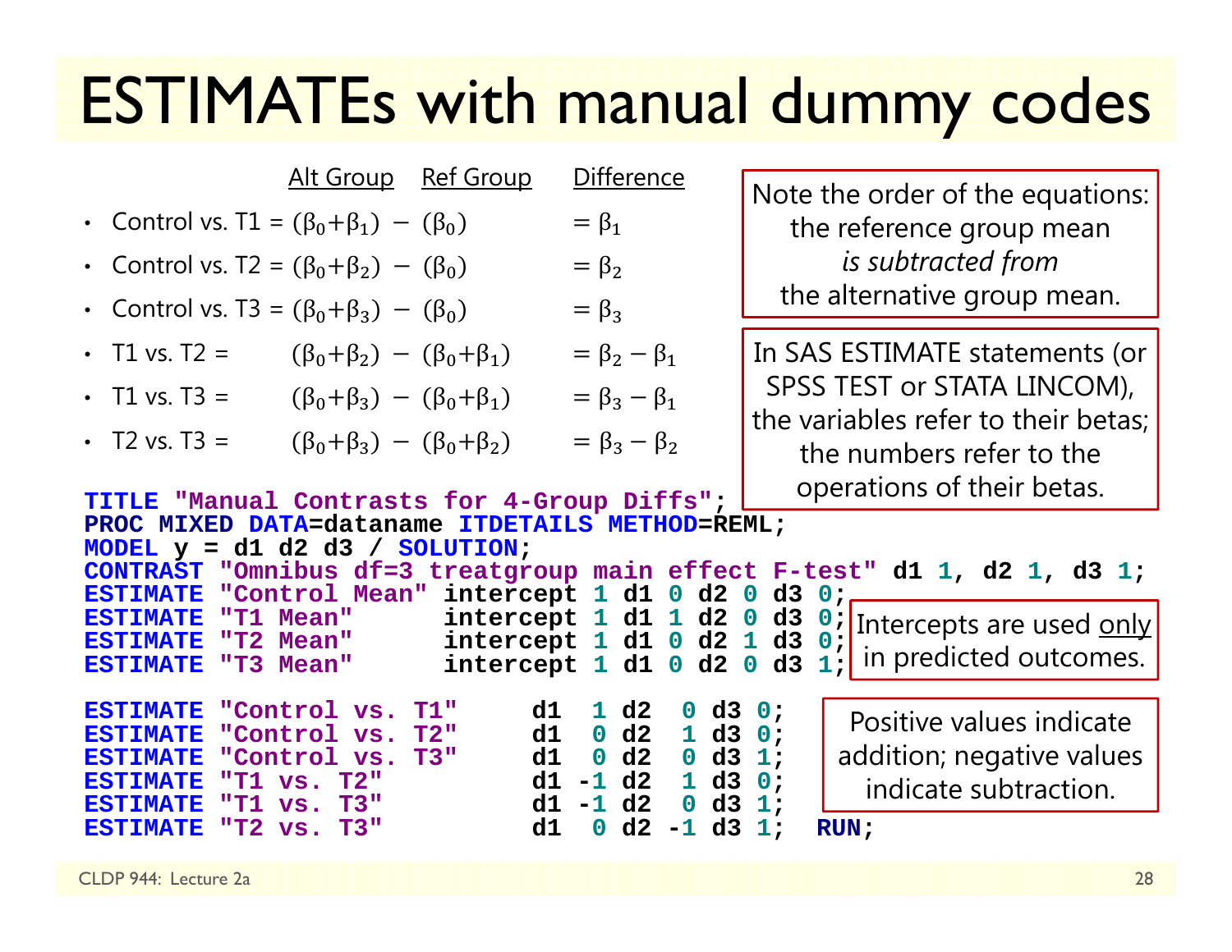# ESTIMATEs with manual dummy codes

| | Alt Group | | Ref Group | Difference |
|---|---|---|---|---|
| • Control vs. T1 = | $(\beta_0+\beta_1)$ | $-$ | $(\beta_0)$ | $= \beta_1$ |
| • Control vs. T2 = | $(\beta_0+\beta_2)$ | $-$ | $(\beta_0)$ | $= \beta_2$ |
| • Control vs. T3 = | $(\beta_0+\beta_3)$ | $-$ | $(\beta_0)$ | $= \beta_3$ |
| • T1 vs. T2 = | $(\beta_0+\beta_2)$ | $-$ | $(\beta_0+\beta_1)$ | $= \beta_2 - \beta_1$ |
| • T1 vs. T3 = | $(\beta_0+\beta_3)$ | $-$ | $(\beta_0+\beta_1)$ | $= \beta_3 - \beta_1$ |
| • T2 vs. T3 = | $(\beta_0+\beta_3)$ | $-$ | $(\beta_0+\beta_2)$ | $= \beta_3 - \beta_2$ |

Note the order of the equations: the reference group mean *is subtracted from* the alternative group mean.

In SAS ESTIMATE statements (or SPSS TEST or STATA LINCOM), the variables refer to their betas; the numbers refer to the operations of their betas.

```
TITLE "Manual Contrasts for 4-Group Diffs";
PROC MIXED DATA=dataname ITDETAILS METHOD=REML;
MODEL y = d1 d2 d3 / SOLUTION;
CONTRAST "Omnibus df=3 treatgroup main effect F-test" d1 1, d2 1, d3 1;
ESTIMATE "Control Mean" intercept 1 d1 0 d2 0 d3 0;
ESTIMATE "T1 Mean"      intercept 1 d1 1 d2 0 d3 0;
ESTIMATE "T2 Mean"      intercept 1 d1 0 d2 1 d3 0;
ESTIMATE "T3 Mean"      intercept 1 d1 0 d2 0 d3 1;

ESTIMATE "Control vs. T1"     d1  1 d2  0 d3 0;
ESTIMATE "Control vs. T2"     d1  0 d2  1 d3 0;
ESTIMATE "Control vs. T3"     d1  0 d2  0 d3 1;
ESTIMATE "T1 vs. T2"          d1 -1 d2  1 d3 0;
ESTIMATE "T1 vs. T3"          d1 -1 d2  0 d3 1;
ESTIMATE "T2 vs. T3"          d1  0 d2 -1 d3 1;  RUN;
```

Intercepts are used <u>only</u> in predicted outcomes.

Positive values indicate addition; negative values indicate subtraction.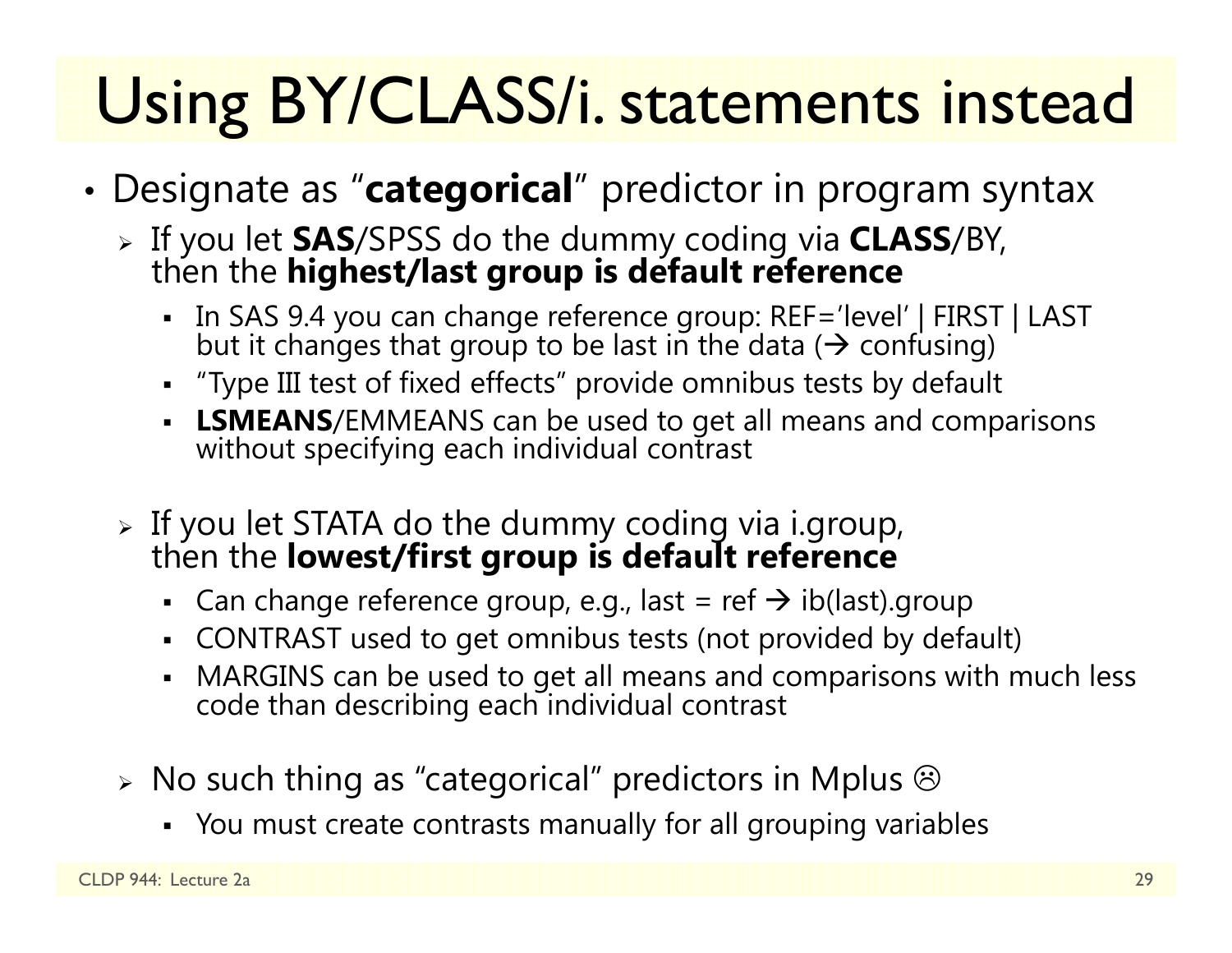# Using BY/CLASS/i. statements instead

- Designate as "**categorical**" predictor in program syntax
  - If you let **SAS**/SPSS do the dummy coding via **CLASS**/BY, then the **highest/last group is default reference**
    - In SAS 9.4 you can change reference group: REF='level' | FIRST | LAST but it changes that group to be last in the data (→ confusing)
    - "Type III test of fixed effects" provide omnibus tests by default
    - **LSMEANS**/EMMEANS can be used to get all means and comparisons without specifying each individual contrast
  - If you let STATA do the dummy coding via i.group, then the **lowest/first group is default reference**
    - Can change reference group, e.g., last = ref → ib(last).group
    - CONTRAST used to get omnibus tests (not provided by default)
    - MARGINS can be used to get all means and comparisons with much less code than describing each individual contrast
  - No such thing as "categorical" predictors in Mplus ☹
    - You must create contrasts manually for all grouping variables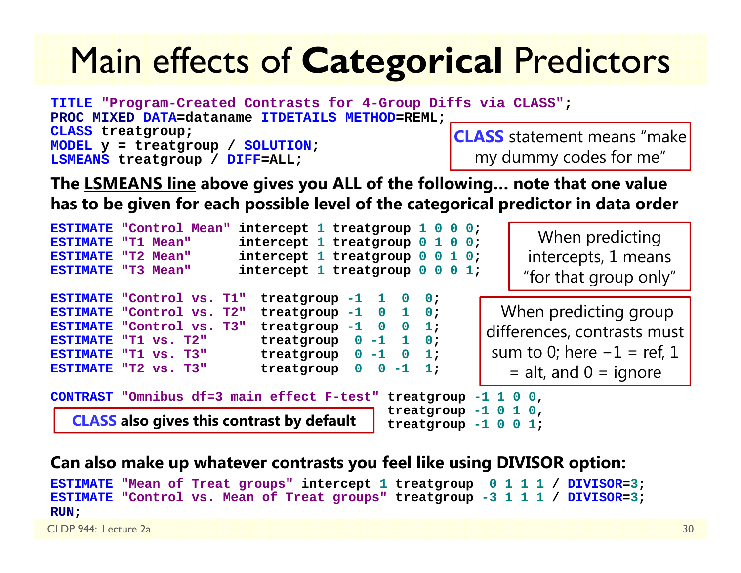# Main effects of **Categorical** Predictors

```
TITLE "Program-Created Contrasts for 4-Group Diffs via CLASS";
PROC MIXED DATA=dataname ITDETAILS METHOD=REML;
CLASS treatgroup;
MODEL y = treatgroup / SOLUTION;
LSMEANS treatgroup / DIFF=ALL;
```

**CLASS** statement means "make my dummy codes for me"

**The LSMEANS line above gives you ALL of the following… note that one value has to be given for each possible level of the categorical predictor in data order**

```
ESTIMATE "Control Mean" intercept 1 treatgroup 1 0 0 0;
ESTIMATE "T1 Mean"      intercept 1 treatgroup 0 1 0 0;
ESTIMATE "T2 Mean"      intercept 1 treatgroup 0 0 1 0;
ESTIMATE "T3 Mean"      intercept 1 treatgroup 0 0 0 1;
```

When predicting intercepts, 1 means "for that group only"

```
ESTIMATE "Control vs. T1"  treatgroup -1  1  0  0;
ESTIMATE "Control vs. T2"  treatgroup -1  0  1  0;
ESTIMATE "Control vs. T3"  treatgroup -1  0  0  1;
ESTIMATE "T1 vs. T2"       treatgroup  0 -1  1  0;
ESTIMATE "T1 vs. T3"       treatgroup  0 -1  0  1;
ESTIMATE "T2 vs. T3"       treatgroup  0  0 -1  1;
```

When predicting group differences, contrasts must sum to 0; here −1 = ref, 1 = alt, and 0 = ignore

```
CONTRAST "Omnibus df=3 main effect F-test" treatgroup -1 1 0 0,
                                           treatgroup -1 0 1 0,
                                           treatgroup -1 0 0 1;
```

**CLASS also gives this contrast by default**

**Can also make up whatever contrasts you feel like using DIVISOR option:**

```
ESTIMATE "Mean of Treat groups" intercept 1 treatgroup  0 1 1 1 / DIVISOR=3;
ESTIMATE "Control vs. Mean of Treat groups" treatgroup -3 1 1 1 / DIVISOR=3;
RUN;
```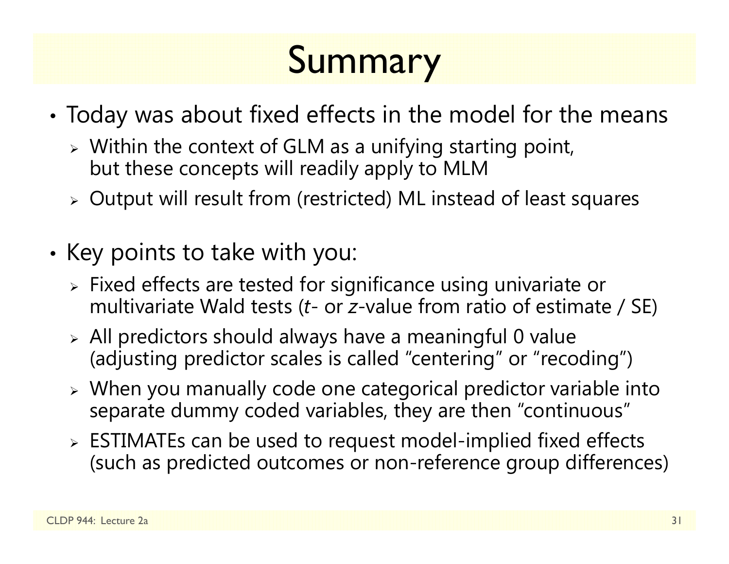# Summary

- Today was about fixed effects in the model for the means
  - Within the context of GLM as a unifying starting point, but these concepts will readily apply to MLM
  - Output will result from (restricted) ML instead of least squares

- Key points to take with you:
  - Fixed effects are tested for significance using univariate or multivariate Wald tests (*t*- or *z*-value from ratio of estimate / SE)
  - All predictors should always have a meaningful 0 value (adjusting predictor scales is called "centering" or "recoding")
  - When you manually code one categorical predictor variable into separate dummy coded variables, they are then "continuous"
  - ESTIMATEs can be used to request model-implied fixed effects (such as predicted outcomes or non-reference group differences)